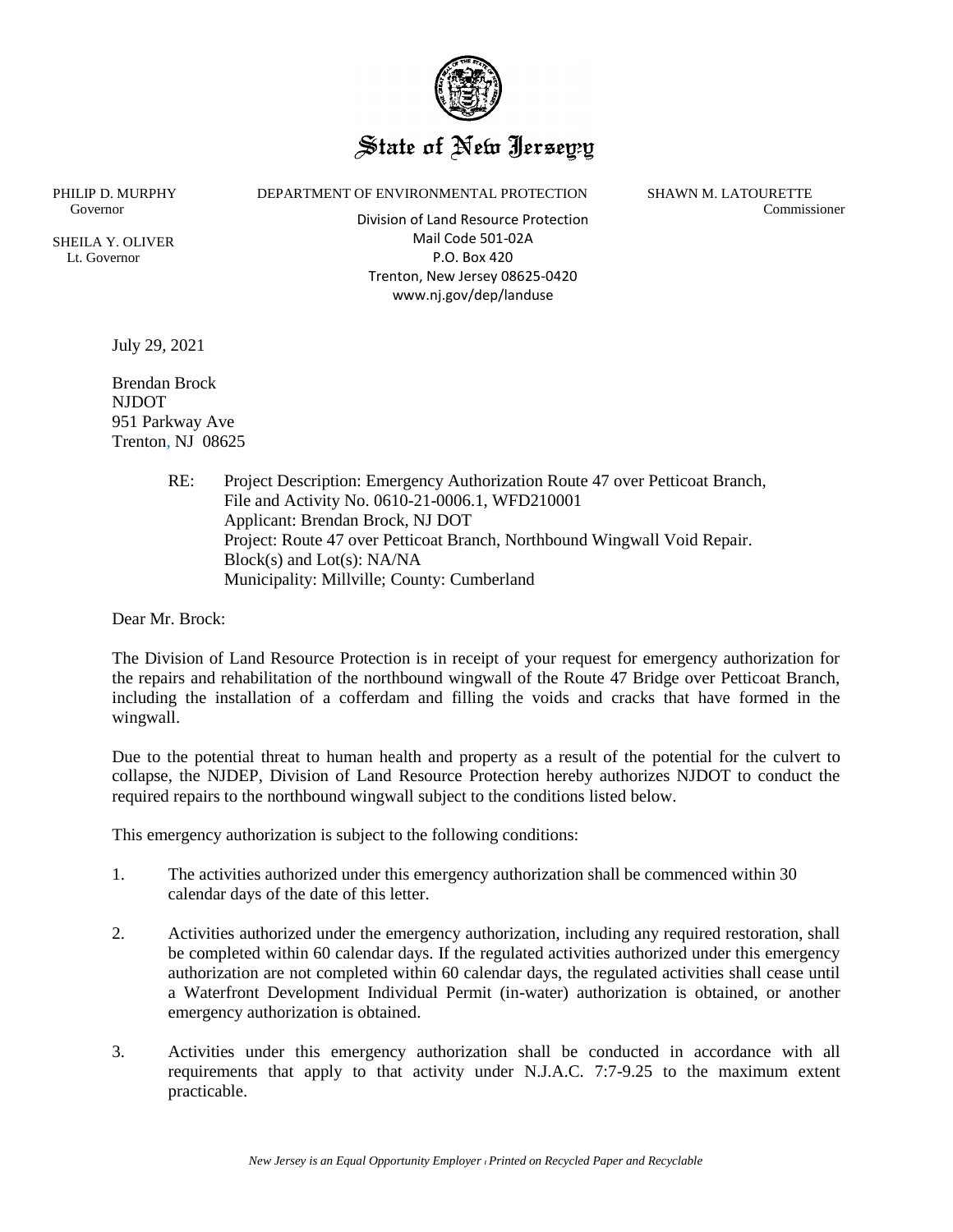# State of New Jersey

PHILIP D. MURPHY
Governor

SHEILA Y. OLIVER
Lt. Governor

DEPARTMENT OF ENVIRONMENTAL PROTECTION

Division of Land Resource Protection
Mail Code 501-02A
P.O. Box 420
Trenton, New Jersey 08625-0420
www.nj.gov/dep/landuse

SHAWN M. LATOURETTE
Commissioner

July 29, 2021

Brendan Brock
NJDOT
951 Parkway Ave
Trenton, NJ 08625

RE: Project Description: Emergency Authorization Route 47 over Petticoat Branch,
File and Activity No. 0610-21-0006.1, WFD210001
Applicant: Brendan Brock, NJ DOT
Project: Route 47 over Petticoat Branch, Northbound Wingwall Void Repair.
Block(s) and Lot(s): NA/NA
Municipality: Millville; County: Cumberland

Dear Mr. Brock:

The Division of Land Resource Protection is in receipt of your request for emergency authorization for the repairs and rehabilitation of the northbound wingwall of the Route 47 Bridge over Petticoat Branch, including the installation of a cofferdam and filling the voids and cracks that have formed in the wingwall.

Due to the potential threat to human health and property as a result of the potential for the culvert to collapse, the NJDEP, Division of Land Resource Protection hereby authorizes NJDOT to conduct the required repairs to the northbound wingwall subject to the conditions listed below.

This emergency authorization is subject to the following conditions:

1. The activities authorized under this emergency authorization shall be commenced within 30 calendar days of the date of this letter.

2. Activities authorized under the emergency authorization, including any required restoration, shall be completed within 60 calendar days. If the regulated activities authorized under this emergency authorization are not completed within 60 calendar days, the regulated activities shall cease until a Waterfront Development Individual Permit (in-water) authorization is obtained, or another emergency authorization is obtained.

3. Activities under this emergency authorization shall be conducted in accordance with all requirements that apply to that activity under N.J.A.C. 7:7-9.25 to the maximum extent practicable.

*New Jersey is an Equal Opportunity Employer ◦ Printed on Recycled Paper and Recyclable*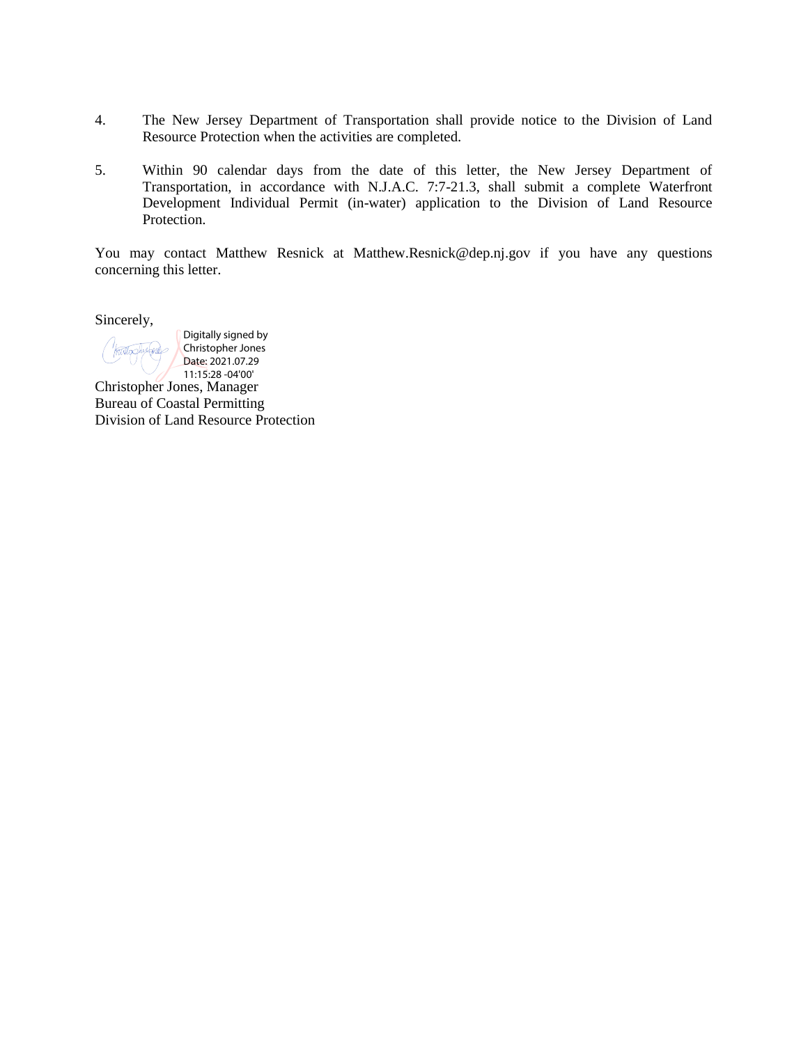4. The New Jersey Department of Transportation shall provide notice to the Division of Land Resource Protection when the activities are completed.

5. Within 90 calendar days from the date of this letter, the New Jersey Department of Transportation, in accordance with N.J.A.C. 7:7-21.3, shall submit a complete Waterfront Development Individual Permit (in-water) application to the Division of Land Resource Protection.

You may contact Matthew Resnick at Matthew.Resnick@dep.nj.gov if you have any questions concerning this letter.

Sincerely,

Digitally signed by Christopher Jones
Date: 2021.07.29 11:15:28 -04'00'

Christopher Jones, Manager
Bureau of Coastal Permitting
Division of Land Resource Protection